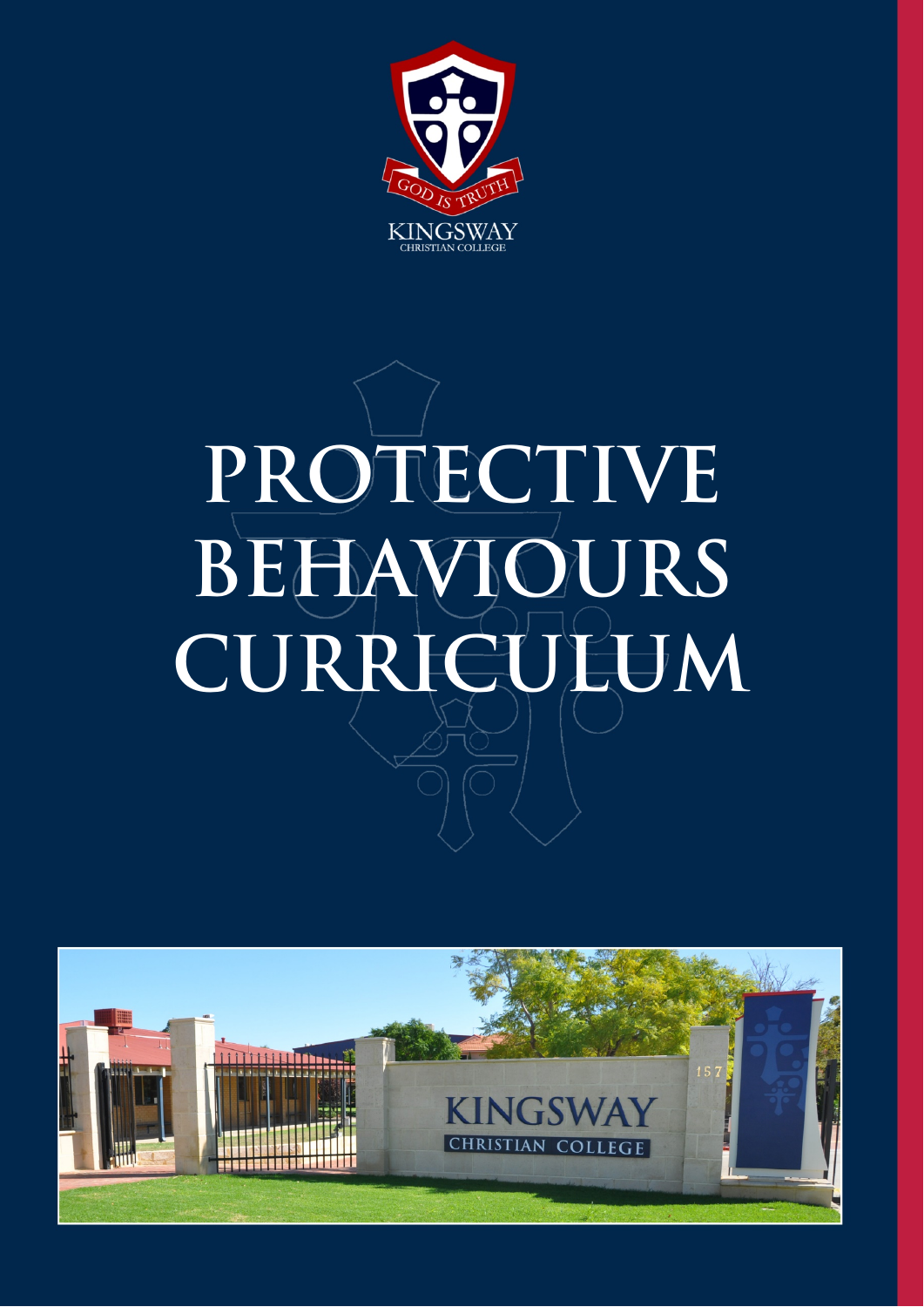GOD IS TRUTH

KINGSWAY
CHRISTIAN COLLEGE

# PROTECTIVE BEHAVIOURS CURRICULUM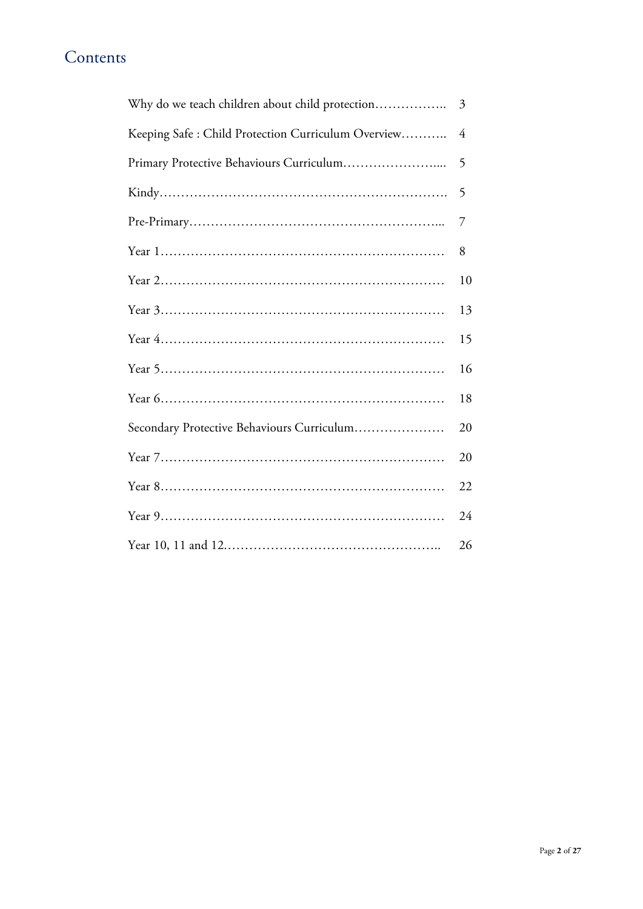# Contents

| | |
|---|---|
| Why do we teach children about child protection…………….. | 3 |
| Keeping Safe : Child Protection Curriculum Overview……….. | 4 |
| Primary Protective Behaviours Curriculum………………….... | 5 |
| Kindy………………………………………………………. | 5 |
| Pre-Primary………………………………………………... | 7 |
| Year 1……………………………………………………… | 8 |
| Year 2……………………………………………………… | 10 |
| Year 3……………………………………………………… | 13 |
| Year 4……………………………………………………… | 15 |
| Year 5……………………………………………………… | 16 |
| Year 6……………………………………………………… | 18 |
| Secondary Protective Behaviours Curriculum………………… | 20 |
| Year 7……………………………………………………… | 20 |
| Year 8……………………………………………………… | 22 |
| Year 9……………………………………………………… | 24 |
| Year 10, 11 and 12………………………………………….. | 26 |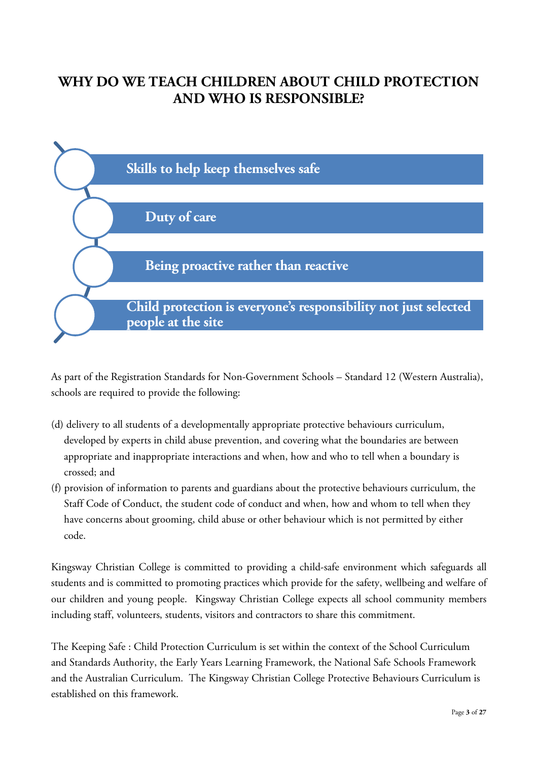# WHY DO WE TEACH CHILDREN ABOUT CHILD PROTECTION AND WHO IS RESPONSIBLE?

- **Skills to help keep themselves safe**
- **Duty of care**
- **Being proactive rather than reactive**
- **Child protection is everyone's responsibility not just selected people at the site**

As part of the Registration Standards for Non-Government Schools – Standard 12 (Western Australia), schools are required to provide the following:

(d) delivery to all students of a developmentally appropriate protective behaviours curriculum, developed by experts in child abuse prevention, and covering what the boundaries are between appropriate and inappropriate interactions and when, how and who to tell when a boundary is crossed; and

(f) provision of information to parents and guardians about the protective behaviours curriculum, the Staff Code of Conduct, the student code of conduct and when, how and whom to tell when they have concerns about grooming, child abuse or other behaviour which is not permitted by either code.

Kingsway Christian College is committed to providing a child-safe environment which safeguards all students and is committed to promoting practices which provide for the safety, wellbeing and welfare of our children and young people. Kingsway Christian College expects all school community members including staff, volunteers, students, visitors and contractors to share this commitment.

The Keeping Safe : Child Protection Curriculum is set within the context of the School Curriculum and Standards Authority, the Early Years Learning Framework, the National Safe Schools Framework and the Australian Curriculum. The Kingsway Christian College Protective Behaviours Curriculum is established on this framework.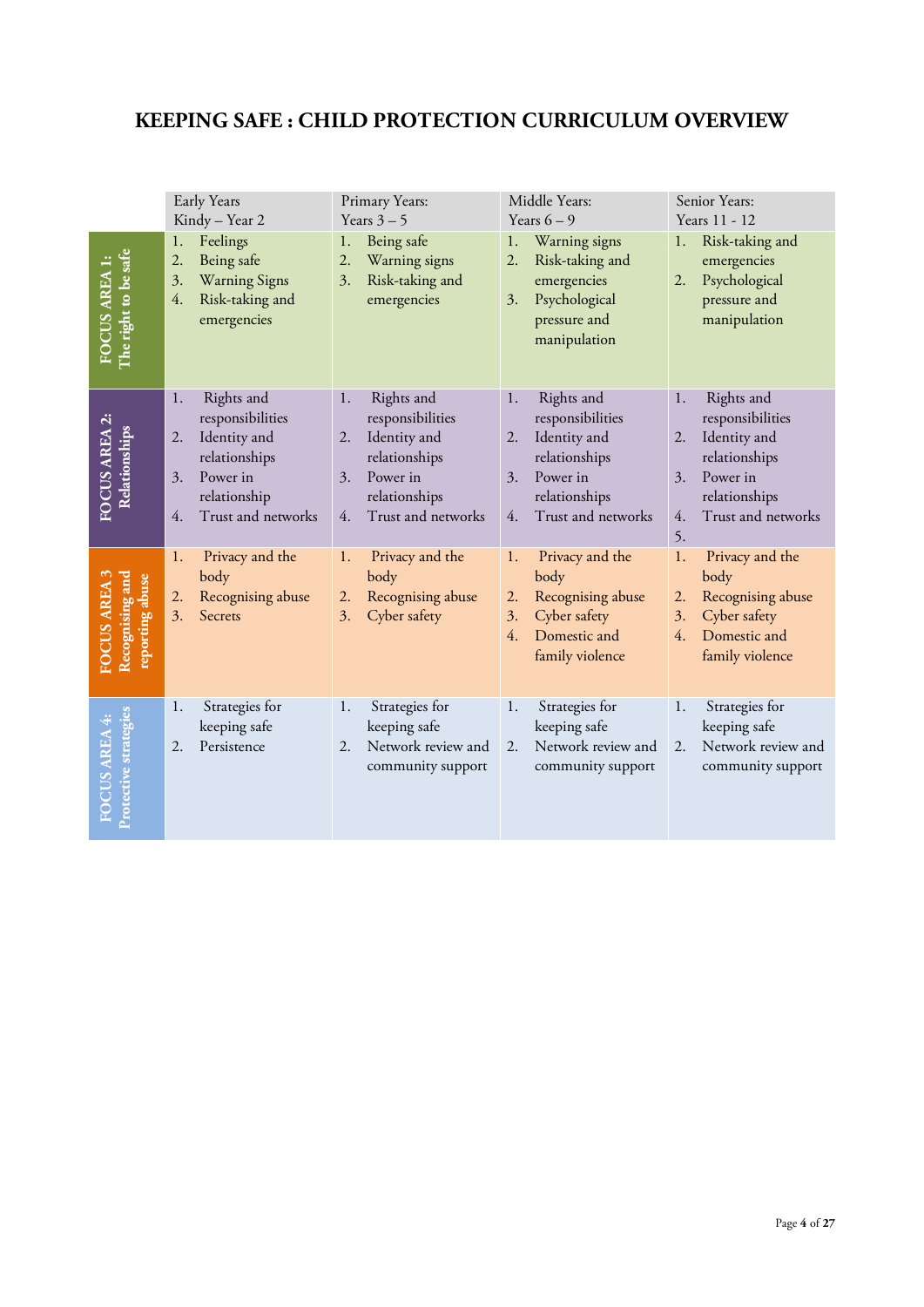# KEEPING SAFE : CHILD PROTECTION CURRICULUM OVERVIEW

| | Early Years<br>Kindy – Year 2 | Primary Years:<br>Years 3 – 5 | Middle Years:<br>Years 6 – 9 | Senior Years:<br>Years 11 - 12 |
|---|---|---|---|---|
| **FOCUS AREA 1: The right to be safe** | 1. Feelings<br>2. Being safe<br>3. Warning Signs<br>4. Risk-taking and emergencies | 1. Being safe<br>2. Warning signs<br>3. Risk-taking and emergencies | 1. Warning signs<br>2. Risk-taking and emergencies<br>3. Psychological pressure and manipulation | 1. Risk-taking and emergencies<br>2. Psychological pressure and manipulation |
| **FOCUS AREA 2: Relationships** | 1. Rights and responsibilities<br>2. Identity and relationships<br>3. Power in relationship<br>4. Trust and networks | 1. Rights and responsibilities<br>2. Identity and relationships<br>3. Power in relationships<br>4. Trust and networks | 1. Rights and responsibilities<br>2. Identity and relationships<br>3. Power in relationships<br>4. Trust and networks | 1. Rights and responsibilities<br>2. Identity and relationships<br>3. Power in relationships<br>4. Trust and networks<br>5. |
| **FOCUS AREA 3 Recognising and reporting abuse** | 1. Privacy and the body<br>2. Recognising abuse<br>3. Secrets | 1. Privacy and the body<br>2. Recognising abuse<br>3. Cyber safety | 1. Privacy and the body<br>2. Recognising abuse<br>3. Cyber safety<br>4. Domestic and family violence | 1. Privacy and the body<br>2. Recognising abuse<br>3. Cyber safety<br>4. Domestic and family violence |
| **FOCUS AREA 4: Protective strategies** | 1. Strategies for keeping safe<br>2. Persistence | 1. Strategies for keeping safe<br>2. Network review and community support | 1. Strategies for keeping safe<br>2. Network review and community support | 1. Strategies for keeping safe<br>2. Network review and community support |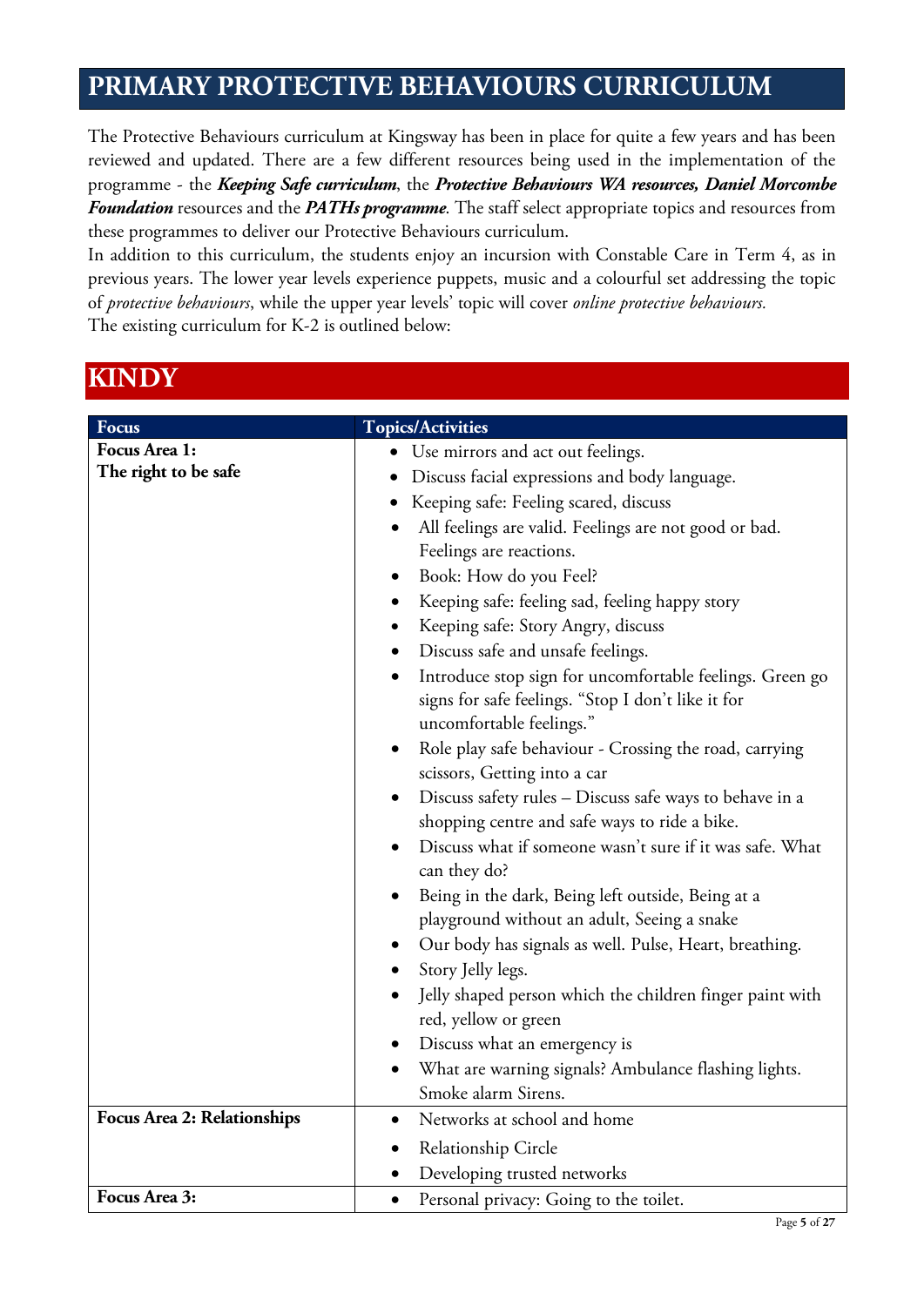# PRIMARY PROTECTIVE BEHAVIOURS CURRICULUM

The Protective Behaviours curriculum at Kingsway has been in place for quite a few years and has been reviewed and updated. There are a few different resources being used in the implementation of the programme - the ***Keeping Safe curriculum***, the ***Protective Behaviours WA resources, Daniel Morcombe Foundation*** resources and the ***PATHs programme***. The staff select appropriate topics and resources from these programmes to deliver our Protective Behaviours curriculum.

In addition to this curriculum, the students enjoy an incursion with Constable Care in Term 4, as in previous years. The lower year levels experience puppets, music and a colourful set addressing the topic of *protective behaviours*, while the upper year levels' topic will cover *online protective behaviours.*

The existing curriculum for K-2 is outlined below:

## KINDY

| Focus | Topics/Activities |
|---|---|
| **Focus Area 1: The right to be safe** | • Use mirrors and act out feelings.<br>• Discuss facial expressions and body language.<br>• Keeping safe: Feeling scared, discuss<br>• All feelings are valid. Feelings are not good or bad. Feelings are reactions.<br>• Book: How do you Feel?<br>• Keeping safe: feeling sad, feeling happy story<br>• Keeping safe: Story Angry, discuss<br>• Discuss safe and unsafe feelings.<br>• Introduce stop sign for uncomfortable feelings. Green go signs for safe feelings. "Stop I don't like it for uncomfortable feelings."<br>• Role play safe behaviour - Crossing the road, carrying scissors, Getting into a car<br>• Discuss safety rules – Discuss safe ways to behave in a shopping centre and safe ways to ride a bike.<br>• Discuss what if someone wasn't sure if it was safe. What can they do?<br>• Being in the dark, Being left outside, Being at a playground without an adult, Seeing a snake<br>• Our body has signals as well. Pulse, Heart, breathing.<br>• Story Jelly legs.<br>• Jelly shaped person which the children finger paint with red, yellow or green<br>• Discuss what an emergency is<br>• What are warning signals? Ambulance flashing lights. Smoke alarm Sirens. |
| **Focus Area 2: Relationships** | • Networks at school and home<br>• Relationship Circle<br>• Developing trusted networks |
| **Focus Area 3:** | • Personal privacy: Going to the toilet. |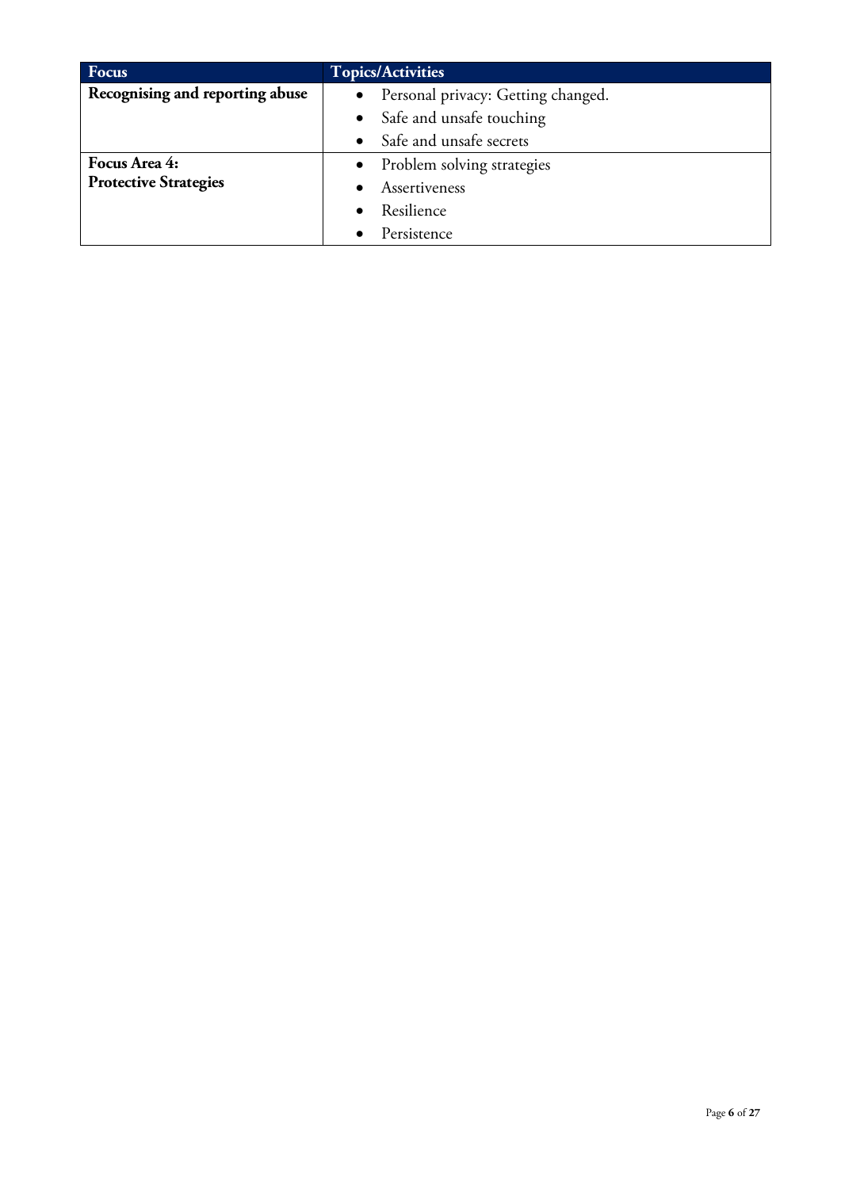| Focus | Topics/Activities |
| --- | --- |
| **Recognising and reporting abuse** | • Personal privacy: Getting changed.<br>• Safe and unsafe touching<br>• Safe and unsafe secrets |
| **Focus Area 4:**<br>**Protective Strategies** | • Problem solving strategies<br>• Assertiveness<br>• Resilience<br>• Persistence |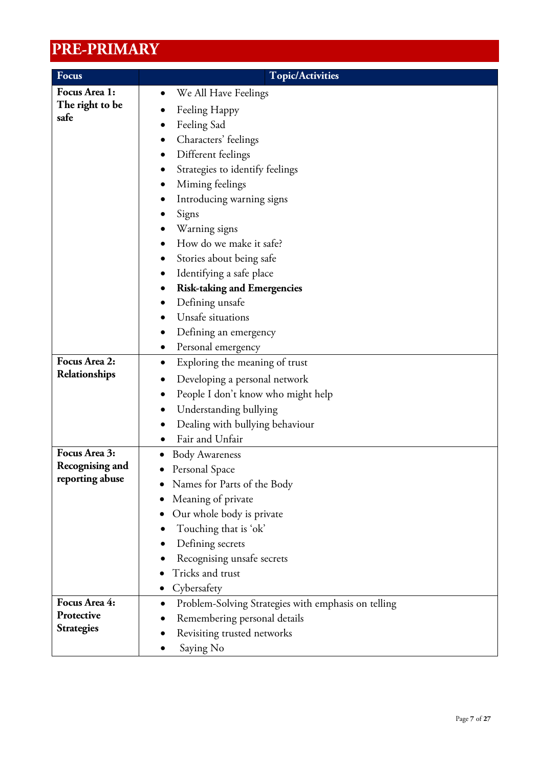# PRE-PRIMARY

| Focus | Topic/Activities |
|---|---|
| **Focus Area 1: The right to be safe** | • We All Have Feelings<br>• Feeling Happy<br>• Feeling Sad<br>• Characters' feelings<br>• Different feelings<br>• Strategies to identify feelings<br>• Miming feelings<br>• Introducing warning signs<br>• Signs<br>• Warning signs<br>• How do we make it safe?<br>• Stories about being safe<br>• Identifying a safe place<br>• **Risk-taking and Emergencies**<br>• Defining unsafe<br>• Unsafe situations<br>• Defining an emergency<br>• Personal emergency |
| **Focus Area 2: Relationships** | • Exploring the meaning of trust<br>• Developing a personal network<br>• People I don't know who might help<br>• Understanding bullying<br>• Dealing with bullying behaviour<br>• Fair and Unfair |
| **Focus Area 3: Recognising and reporting abuse** | • Body Awareness<br>• Personal Space<br>• Names for Parts of the Body<br>• Meaning of private<br>• Our whole body is private<br>• Touching that is 'ok'<br>• Defining secrets<br>• Recognising unsafe secrets<br>• Tricks and trust<br>• Cybersafety |
| **Focus Area 4: Protective Strategies** | • Problem-Solving Strategies with emphasis on telling<br>• Remembering personal details<br>• Revisiting trusted networks<br>• Saying No |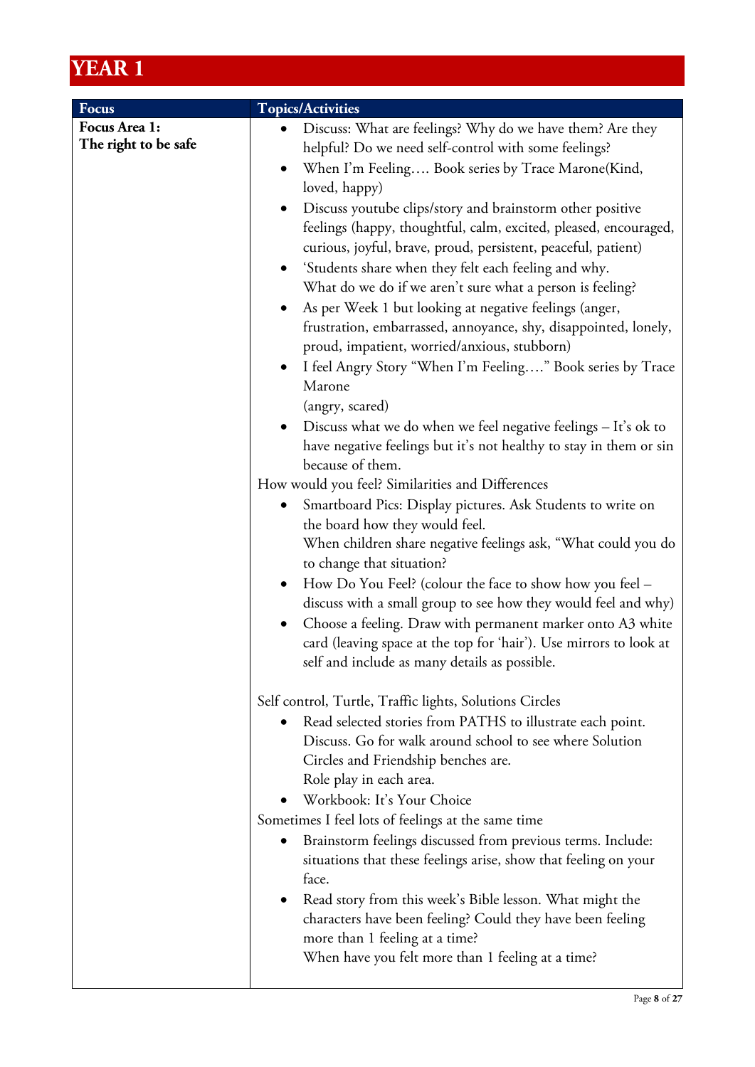# YEAR 1

| Focus | Topics/Activities |
|---|---|
| **Focus Area 1:** **The right to be safe** | • Discuss: What are feelings? Why do we have them? Are they helpful? Do we need self-control with some feelings?<br>• When I'm Feeling…. Book series by Trace Marone(Kind, loved, happy)<br>• Discuss youtube clips/story and brainstorm other positive feelings (happy, thoughtful, calm, excited, pleased, encouraged, curious, joyful, brave, proud, persistent, peaceful, patient)<br>• 'Students share when they felt each feeling and why. What do we do if we aren't sure what a person is feeling?<br>• As per Week 1 but looking at negative feelings (anger, frustration, embarrassed, annoyance, shy, disappointed, lonely, proud, impatient, worried/anxious, stubborn)<br>• I feel Angry Story "When I'm Feeling…." Book series by Trace Marone (angry, scared)<br>• Discuss what we do when we feel negative feelings – It's ok to have negative feelings but it's not healthy to stay in them or sin because of them.<br>How would you feel? Similarities and Differences<br>• Smartboard Pics: Display pictures. Ask Students to write on the board how they would feel. When children share negative feelings ask, "What could you do to change that situation?<br>• How Do You Feel? (colour the face to show how you feel – discuss with a small group to see how they would feel and why)<br>• Choose a feeling. Draw with permanent marker onto A3 white card (leaving space at the top for 'hair'). Use mirrors to look at self and include as many details as possible.<br><br>Self control, Turtle, Traffic lights, Solutions Circles<br>• Read selected stories from PATHS to illustrate each point. Discuss. Go for walk around school to see where Solution Circles and Friendship benches are. Role play in each area.<br>• Workbook: It's Your Choice<br>Sometimes I feel lots of feelings at the same time<br>• Brainstorm feelings discussed from previous terms. Include: situations that these feelings arise, show that feeling on your face.<br>• Read story from this week's Bible lesson. What might the characters have been feeling? Could they have been feeling more than 1 feeling at a time? When have you felt more than 1 feeling at a time? |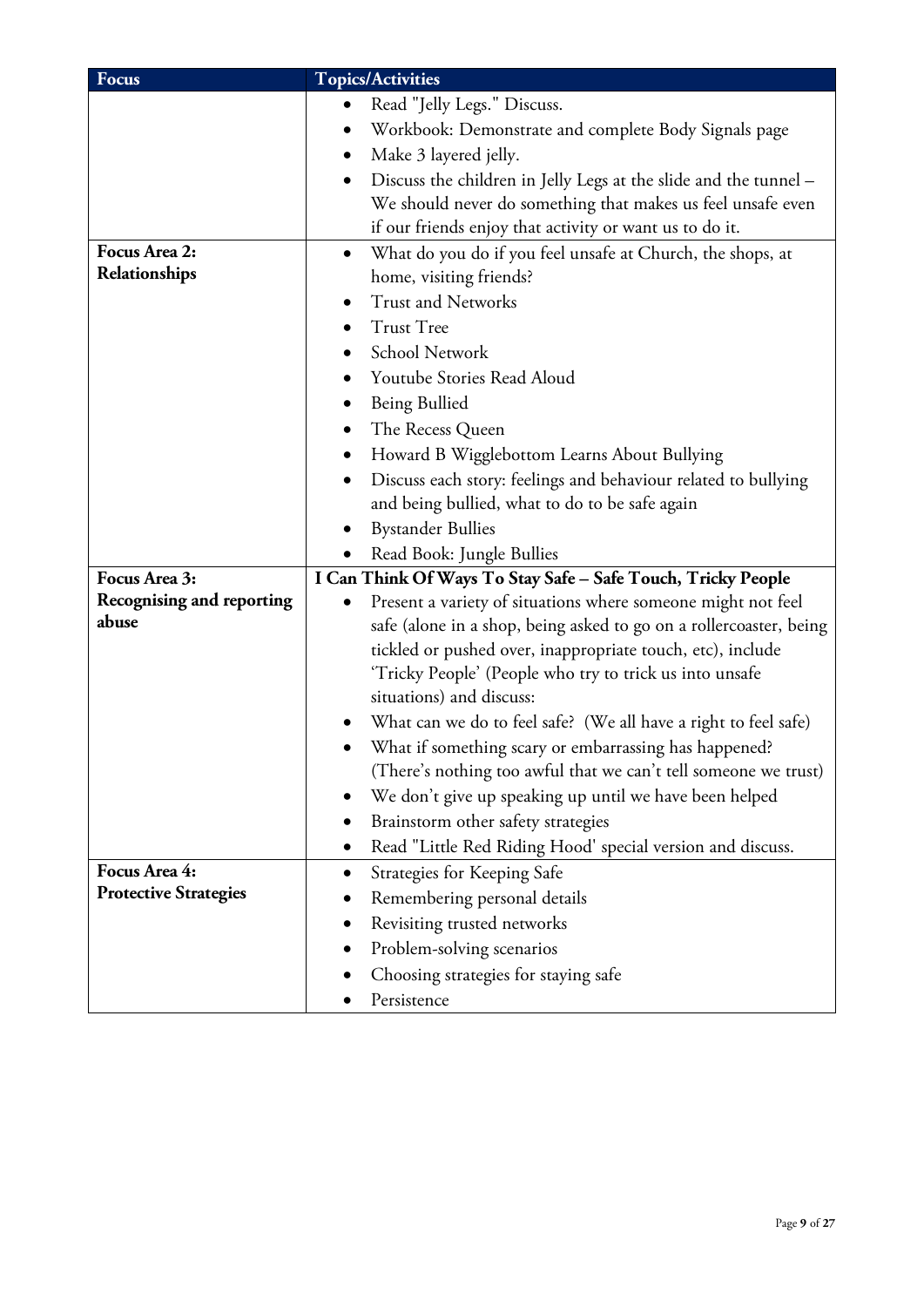| Focus | Topics/Activities |
|---|---|
| | • Read "Jelly Legs." Discuss.<br>• Workbook: Demonstrate and complete Body Signals page<br>• Make 3 layered jelly.<br>• Discuss the children in Jelly Legs at the slide and the tunnel – We should never do something that makes us feel unsafe even if our friends enjoy that activity or want us to do it. |
| **Focus Area 2: Relationships** | • What do you do if you feel unsafe at Church, the shops, at home, visiting friends?<br>• Trust and Networks<br>• Trust Tree<br>• School Network<br>• Youtube Stories Read Aloud<br>• Being Bullied<br>• The Recess Queen<br>• Howard B Wigglebottom Learns About Bullying<br>• Discuss each story: feelings and behaviour related to bullying and being bullied, what to do to be safe again<br>• Bystander Bullies<br>• Read Book: Jungle Bullies |
| **Focus Area 3: Recognising and reporting abuse** | **I Can Think Of Ways To Stay Safe – Safe Touch, Tricky People**<br>• Present a variety of situations where someone might not feel safe (alone in a shop, being asked to go on a rollercoaster, being tickled or pushed over, inappropriate touch, etc), include 'Tricky People' (People who try to trick us into unsafe situations) and discuss:<br>• What can we do to feel safe? (We all have a right to feel safe)<br>• What if something scary or embarrassing has happened? (There's nothing too awful that we can't tell someone we trust)<br>• We don't give up speaking up until we have been helped<br>• Brainstorm other safety strategies<br>• Read "Little Red Riding Hood' special version and discuss. |
| **Focus Area 4: Protective Strategies** | • Strategies for Keeping Safe<br>• Remembering personal details<br>• Revisiting trusted networks<br>• Problem-solving scenarios<br>• Choosing strategies for staying safe<br>• Persistence |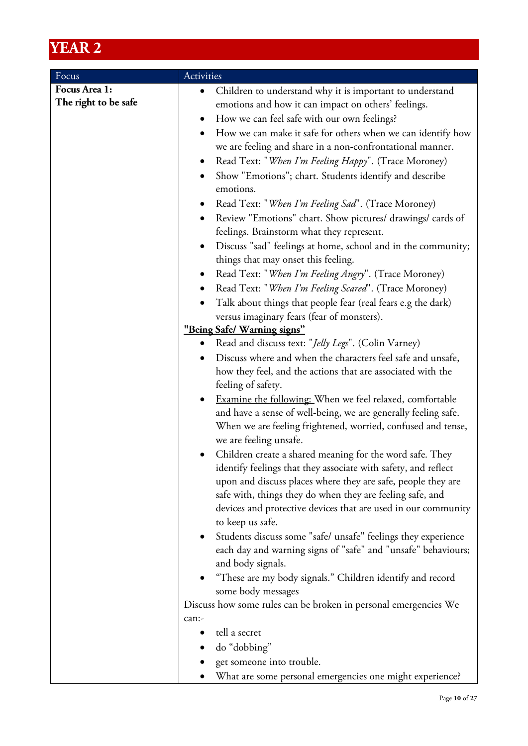# YEAR 2

| Focus | Activities |
| --- | --- |
| **Focus Area 1:**<br>**The right to be safe** | • Children to understand why it is important to understand emotions and how it can impact on others' feelings.<br>• How we can feel safe with our own feelings?<br>• How we can make it safe for others when we can identify how we are feeling and share in a non-confrontational manner.<br>• Read Text: "*When I'm Feeling Happy*". (Trace Moroney)<br>• Show "Emotions"; chart. Students identify and describe emotions.<br>• Read Text: "*When I'm Feeling Sad*". (Trace Moroney)<br>• Review "Emotions" chart. Show pictures/ drawings/ cards of feelings. Brainstorm what they represent.<br>• Discuss "sad" feelings at home, school and in the community; things that may onset this feeling.<br>• Read Text: "*When I'm Feeling Angry*". (Trace Moroney)<br>• Read Text: "*When I'm Feeling Scared*". (Trace Moroney)<br>• Talk about things that people fear (real fears e.g the dark) versus imaginary fears (fear of monsters).<br>**<u>"Being Safe/ Warning signs"</u>**<br>• Read and discuss text: "*Jelly Legs*". (Colin Varney)<br>• Discuss where and when the characters feel safe and unsafe, how they feel, and the actions that are associated with the feeling of safety.<br>• <u>Examine the following:</u> When we feel relaxed, comfortable and have a sense of well-being, we are generally feeling safe. When we are feeling frightened, worried, confused and tense, we are feeling unsafe.<br>• Children create a shared meaning for the word safe. They identify feelings that they associate with safety, and reflect upon and discuss places where they are safe, people they are safe with, things they do when they are feeling safe, and devices and protective devices that are used in our community to keep us safe.<br>• Students discuss some "safe/ unsafe" feelings they experience each day and warning signs of "safe" and "unsafe" behaviours; and body signals.<br>• "These are my body signals." Children identify and record some body messages<br>Discuss how some rules can be broken in personal emergencies We can:-<br>• tell a secret<br>• do "dobbing"<br>• get someone into trouble.<br>• What are some personal emergencies one might experience? |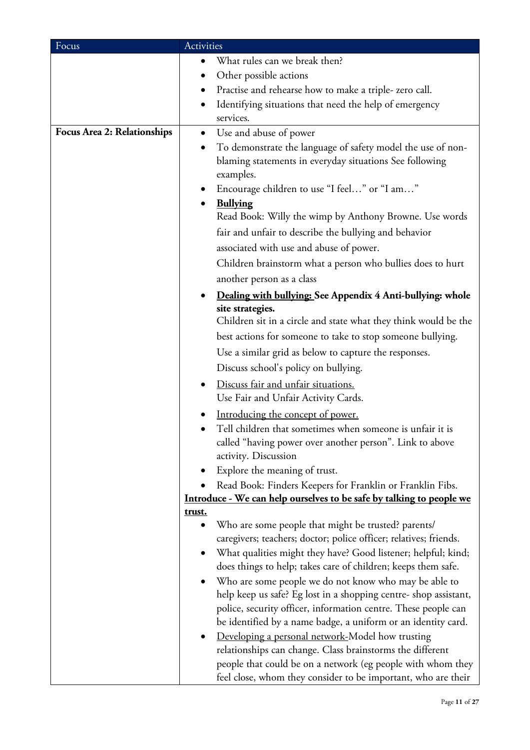| Focus | Activities |
|---|---|
| | • What rules can we break then?<br>• Other possible actions<br>• Practise and rehearse how to make a triple- zero call.<br>• Identifying situations that need the help of emergency services. |
| **Focus Area 2: Relationships** | • Use and abuse of power<br>• To demonstrate the language of safety model the use of non-blaming statements in everyday situations See following examples.<br>• Encourage children to use "I feel…" or "I am…"<br>• **<u>Bullying</u>**<br>Read Book: Willy the wimp by Anthony Browne. Use words fair and unfair to describe the bullying and behavior associated with use and abuse of power.<br>Children brainstorm what a person who bullies does to hurt another person as a class<br>• **<u>Dealing with bullying:</u> See Appendix 4 Anti-bullying: whole site strategies.**<br>Children sit in a circle and state what they think would be the best actions for someone to take to stop someone bullying.<br>Use a similar grid as below to capture the responses.<br>Discuss school's policy on bullying.<br>• <u>Discuss fair and unfair situations.</u><br>Use Fair and Unfair Activity Cards.<br>• <u>Introducing the concept of power.</u><br>• Tell children that sometimes when someone is unfair it is called "having power over another person". Link to above activity. Discussion<br>• Explore the meaning of trust.<br>• Read Book: Finders Keepers for Franklin or Franklin Fibs.<br>**<u>Introduce - We can help ourselves to be safe by talking to people we trust.</u>**<br>• Who are some people that might be trusted? parents/ caregivers; teachers; doctor; police officer; relatives; friends.<br>• What qualities might they have? Good listener; helpful; kind; does things to help; takes care of children; keeps them safe.<br>• Who are some people we do not know who may be able to help keep us safe? Eg lost in a shopping centre- shop assistant, police, security officer, information centre. These people can be identified by a name badge, a uniform or an identity card.<br>• <u>Developing a personal network-</u>Model how trusting relationships can change. Class brainstorms the different people that could be on a network (eg people with whom they feel close, whom they consider to be important, who are their |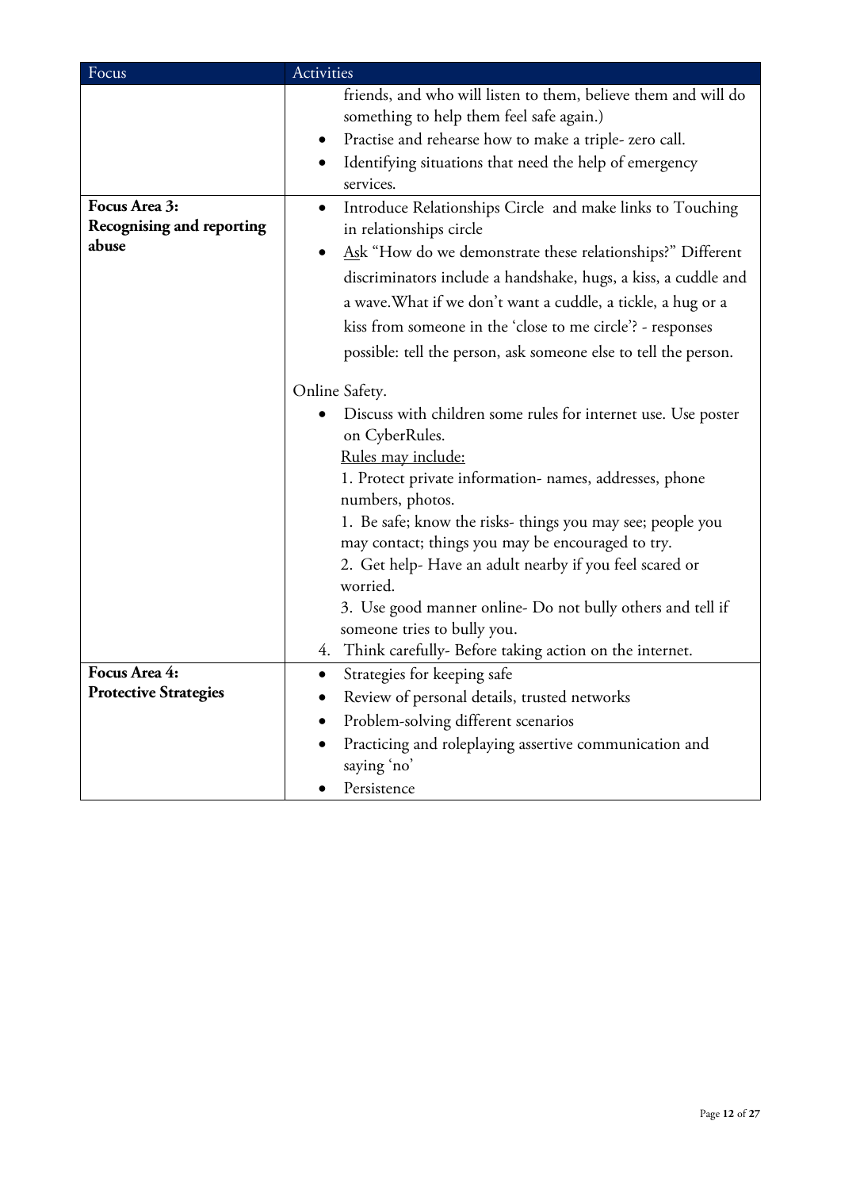| Focus | Activities |
|---|---|
| | friends, and who will listen to them, believe them and will do something to help them feel safe again.)<br>• Practise and rehearse how to make a triple- zero call.<br>• Identifying situations that need the help of emergency services. |
| **Focus Area 3: Recognising and reporting abuse** | • Introduce Relationships Circle and make links to Touching in relationships circle<br>• <u>As</u>k "How do we demonstrate these relationships?" Different discriminators include a handshake, hugs, a kiss, a cuddle and a wave.What if we don't want a cuddle, a tickle, a hug or a kiss from someone in the 'close to me circle'? - responses possible: tell the person, ask someone else to tell the person.<br><br>Online Safety.<br>• Discuss with children some rules for internet use. Use poster on CyberRules.<br><u>Rules may include:</u><br>1. Protect private information- names, addresses, phone numbers, photos.<br>1. Be safe; know the risks- things you may see; people you may contact; things you may be encouraged to try.<br>2. Get help- Have an adult nearby if you feel scared or worried.<br>3. Use good manner online- Do not bully others and tell if someone tries to bully you.<br>4. Think carefully- Before taking action on the internet. |
| **Focus Area 4: Protective Strategies** | • Strategies for keeping safe<br>• Review of personal details, trusted networks<br>• Problem-solving different scenarios<br>• Practicing and roleplaying assertive communication and saying 'no'<br>• Persistence |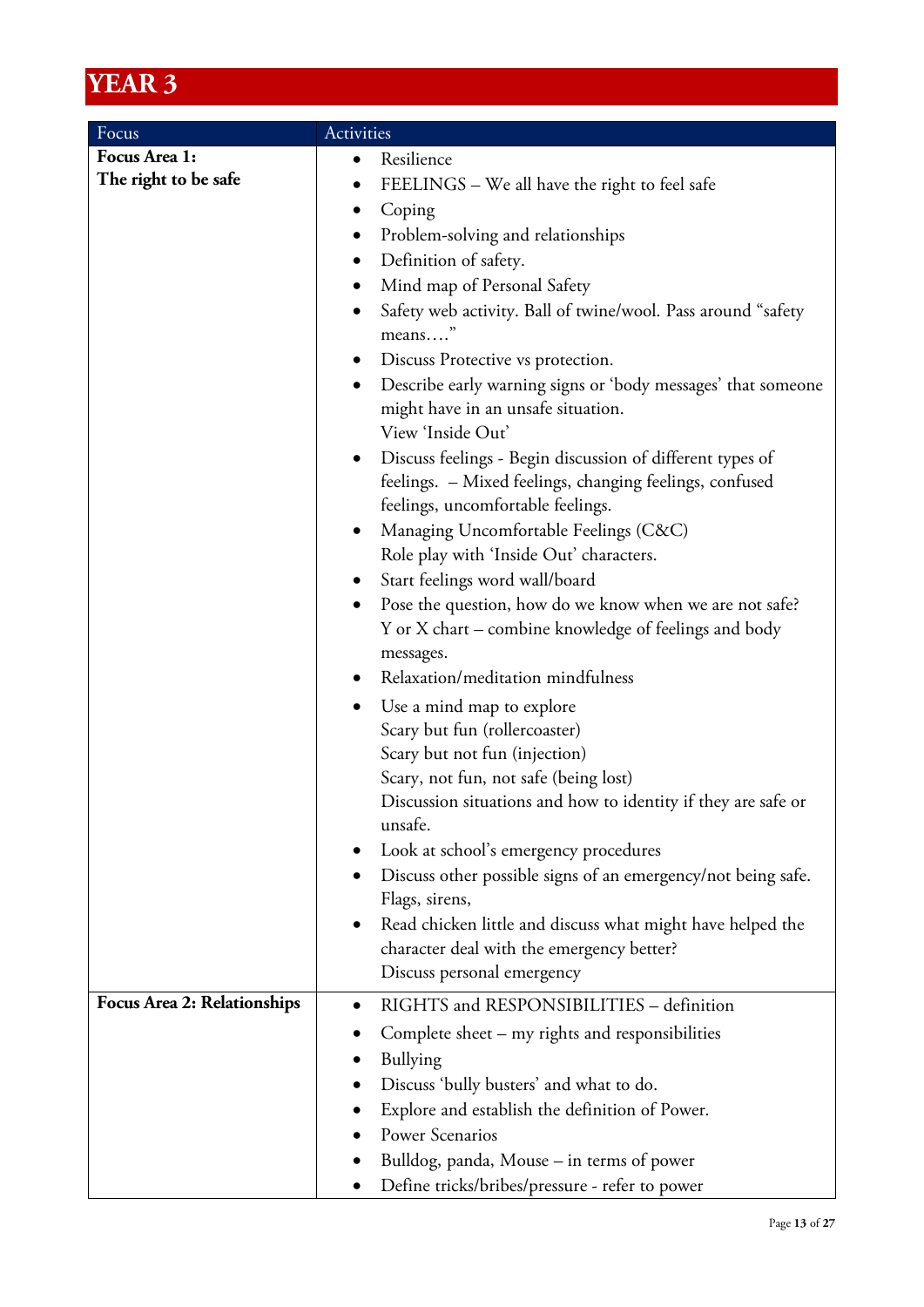# YEAR 3

| Focus | Activities |
|---|---|
| **Focus Area 1:**<br>**The right to be safe** | • Resilience<br>• FEELINGS – We all have the right to feel safe<br>• Coping<br>• Problem-solving and relationships<br>• Definition of safety.<br>• Mind map of Personal Safety<br>• Safety web activity. Ball of twine/wool. Pass around "safety means…."<br>• Discuss Protective vs protection.<br>• Describe early warning signs or 'body messages' that someone might have in an unsafe situation.<br>View 'Inside Out'<br>• Discuss feelings - Begin discussion of different types of feelings. – Mixed feelings, changing feelings, confused feelings, uncomfortable feelings.<br>• Managing Uncomfortable Feelings (C&C)<br>Role play with 'Inside Out' characters.<br>• Start feelings word wall/board<br>• Pose the question, how do we know when we are not safe? Y or X chart – combine knowledge of feelings and body messages.<br>• Relaxation/meditation mindfulness<br>• Use a mind map to explore<br>Scary but fun (rollercoaster)<br>Scary but not fun (injection)<br>Scary, not fun, not safe (being lost)<br>Discussion situations and how to identity if they are safe or unsafe.<br>• Look at school's emergency procedures<br>• Discuss other possible signs of an emergency/not being safe. Flags, sirens,<br>• Read chicken little and discuss what might have helped the character deal with the emergency better?<br>Discuss personal emergency |
| **Focus Area 2: Relationships** | • RIGHTS and RESPONSIBILITIES – definition<br>• Complete sheet – my rights and responsibilities<br>• Bullying<br>• Discuss 'bully busters' and what to do.<br>• Explore and establish the definition of Power.<br>• Power Scenarios<br>• Bulldog, panda, Mouse – in terms of power<br>• Define tricks/bribes/pressure - refer to power |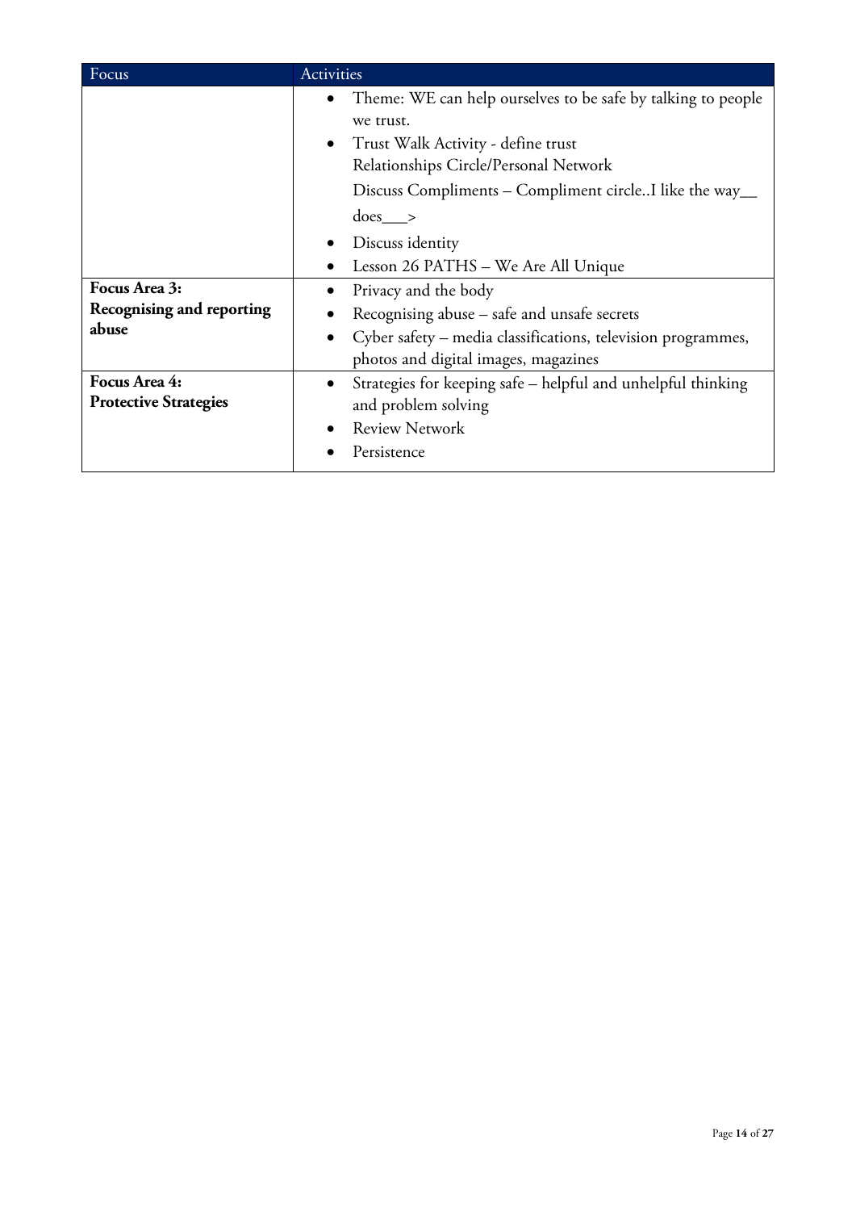| Focus | Activities |
|---|---|
| | • Theme: WE can help ourselves to be safe by talking to people we trust.<br>• Trust Walk Activity - define trust<br>Relationships Circle/Personal Network<br>Discuss Compliments – Compliment circle..I like the way__ does___><br>• Discuss identity<br>• Lesson 26 PATHS – We Are All Unique |
| **Focus Area 3: Recognising and reporting abuse** | • Privacy and the body<br>• Recognising abuse – safe and unsafe secrets<br>• Cyber safety – media classifications, television programmes, photos and digital images, magazines |
| **Focus Area 4: Protective Strategies** | • Strategies for keeping safe – helpful and unhelpful thinking and problem solving<br>• Review Network<br>• Persistence |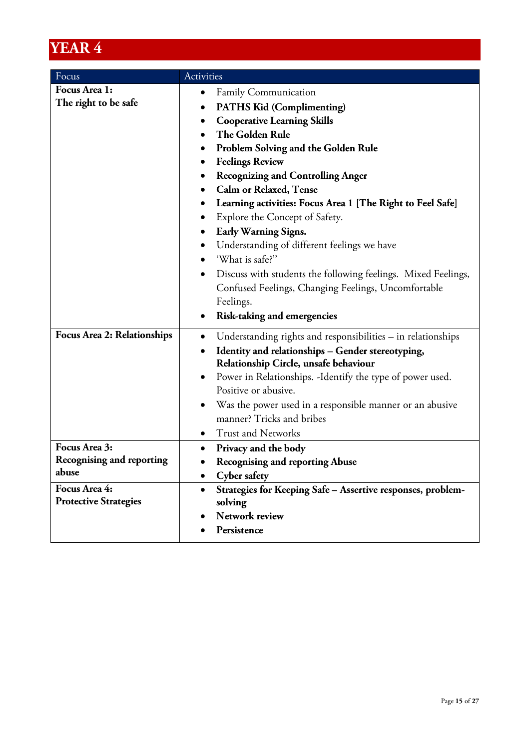# YEAR 4

| Focus | Activities |
|---|---|
| **Focus Area 1: The right to be safe** | • Family Communication<br>• **PATHS Kid (Complimenting)**<br>• **Cooperative Learning Skills**<br>• **The Golden Rule**<br>• **Problem Solving and the Golden Rule**<br>• **Feelings Review**<br>• **Recognizing and Controlling Anger**<br>• **Calm or Relaxed, Tense**<br>• **Learning activities: Focus Area 1 [The Right to Feel Safe]**<br>• Explore the Concept of Safety.<br>• **Early Warning Signs.**<br>• Understanding of different feelings we have<br>• 'What is safe?"<br>• Discuss with students the following feelings. Mixed Feelings, Confused Feelings, Changing Feelings, Uncomfortable Feelings.<br>• **Risk-taking and emergencies** |
| **Focus Area 2: Relationships** | • Understanding rights and responsibilities – in relationships<br>• **Identity and relationships – Gender stereotyping, Relationship Circle, unsafe behaviour**<br>• Power in Relationships. -Identify the type of power used. Positive or abusive.<br>• Was the power used in a responsible manner or an abusive manner? Tricks and bribes<br>• Trust and Networks |
| **Focus Area 3: Recognising and reporting abuse** | • **Privacy and the body**<br>• **Recognising and reporting Abuse**<br>• **Cyber safety** |
| **Focus Area 4: Protective Strategies** | • **Strategies for Keeping Safe – Assertive responses, problem-solving**<br>• **Network review**<br>• **Persistence** |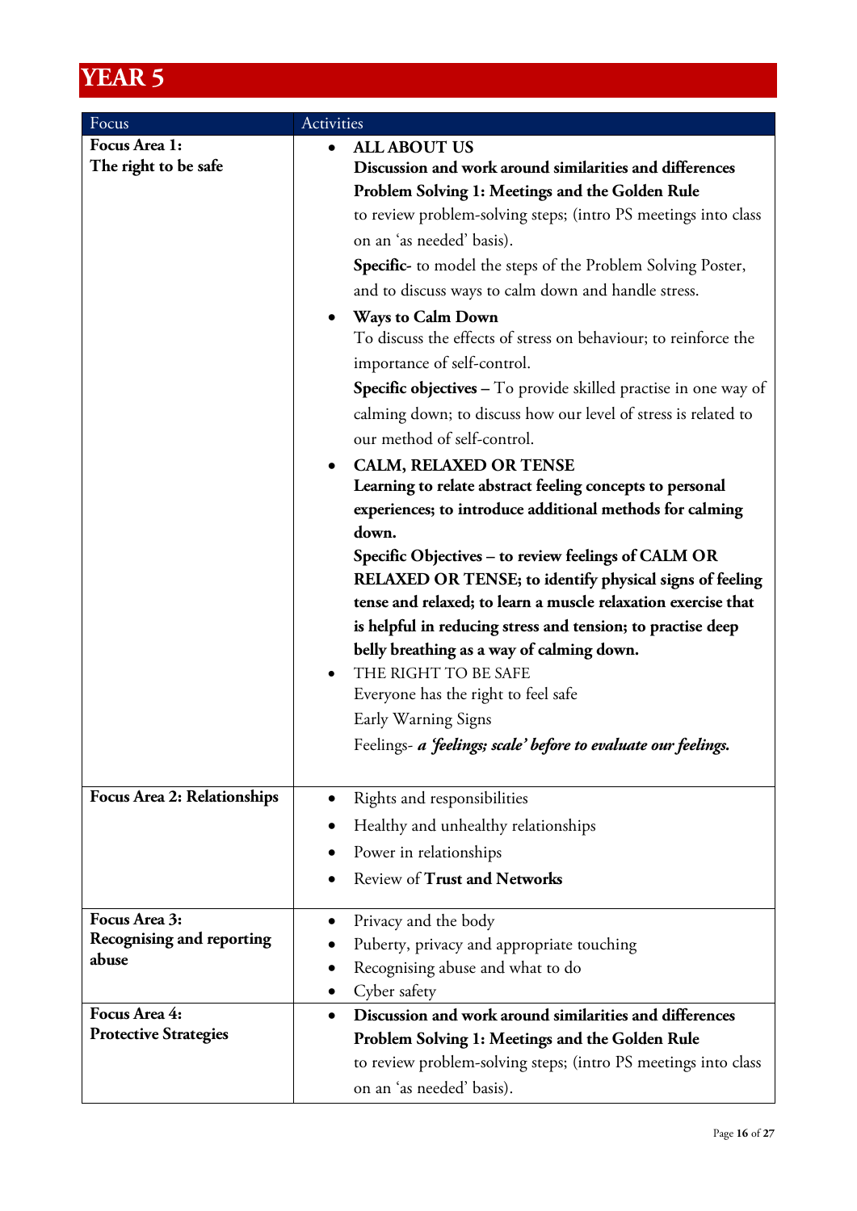# YEAR 5

| Focus | Activities |
|---|---|
| **Focus Area 1:** **The right to be safe** | • **ALL ABOUT US** **Discussion and work around similarities and differences** **Problem Solving 1: Meetings and the Golden Rule** to review problem-solving steps; (intro PS meetings into class on an 'as needed' basis). **Specific**- to model the steps of the Problem Solving Poster, and to discuss ways to calm down and handle stress. <br> • **Ways to Calm Down** To discuss the effects of stress on behaviour; to reinforce the importance of self-control. **Specific objectives –** To provide skilled practise in one way of calming down; to discuss how our level of stress is related to our method of self-control. <br> • **CALM, RELAXED OR TENSE** **Learning to relate abstract feeling concepts to personal experiences; to introduce additional methods for calming down.** **Specific Objectives – to review feelings of CALM OR RELAXED OR TENSE; to identify physical signs of feeling tense and relaxed; to learn a muscle relaxation exercise that is helpful in reducing stress and tension; to practise deep belly breathing as a way of calming down.** <br> • THE RIGHT TO BE SAFE Everyone has the right to feel safe Early Warning Signs Feelings- ***a 'feelings; scale' before to evaluate our feelings.*** |
| **Focus Area 2: Relationships** | • Rights and responsibilities <br> • Healthy and unhealthy relationships <br> • Power in relationships <br> • Review of **Trust and Networks** |
| **Focus Area 3:** **Recognising and reporting abuse** | • Privacy and the body <br> • Puberty, privacy and appropriate touching <br> • Recognising abuse and what to do <br> • Cyber safety |
| **Focus Area 4:** **Protective Strategies** | • **Discussion and work around similarities and differences** **Problem Solving 1: Meetings and the Golden Rule** to review problem-solving steps; (intro PS meetings into class on an 'as needed' basis). |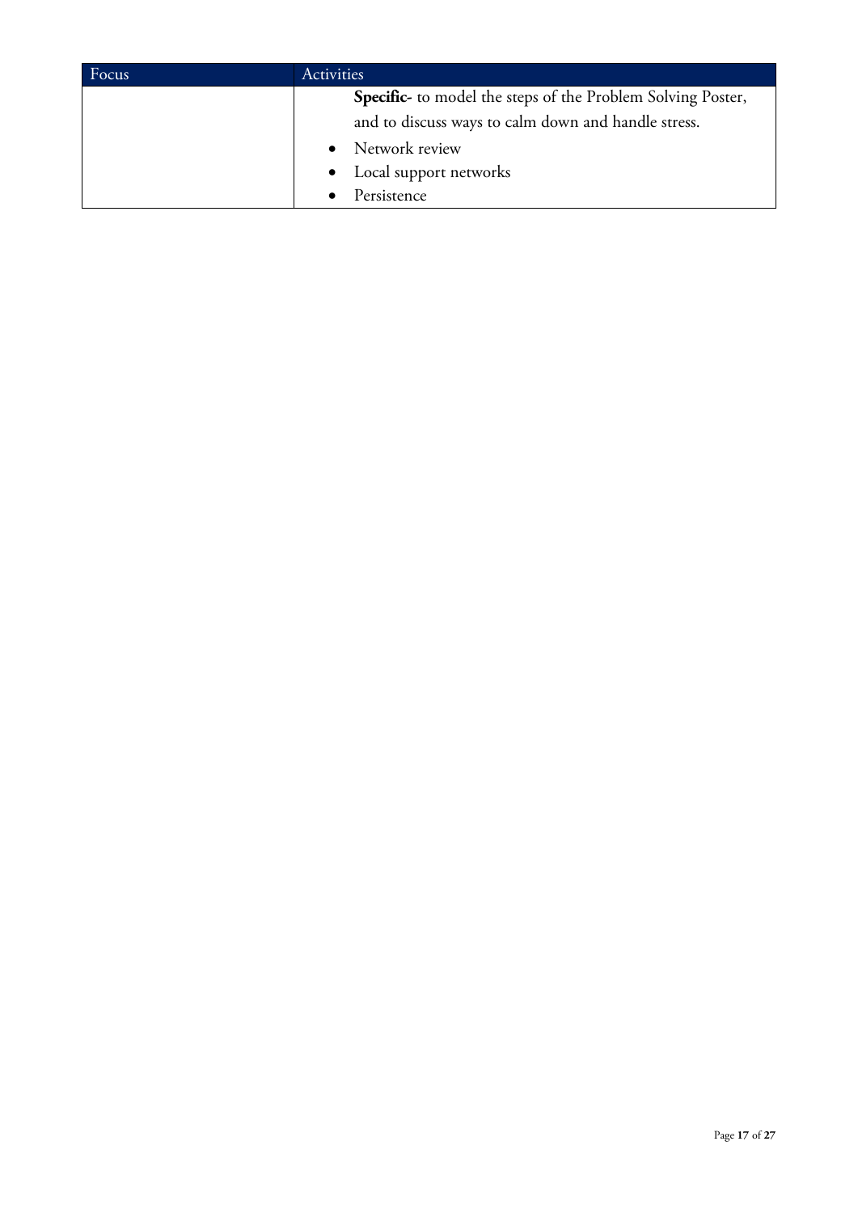| Focus | Activities |
| --- | --- |
| | **Specific-** to model the steps of the Problem Solving Poster, and to discuss ways to calm down and handle stress.<br>• Network review<br>• Local support networks<br>• Persistence |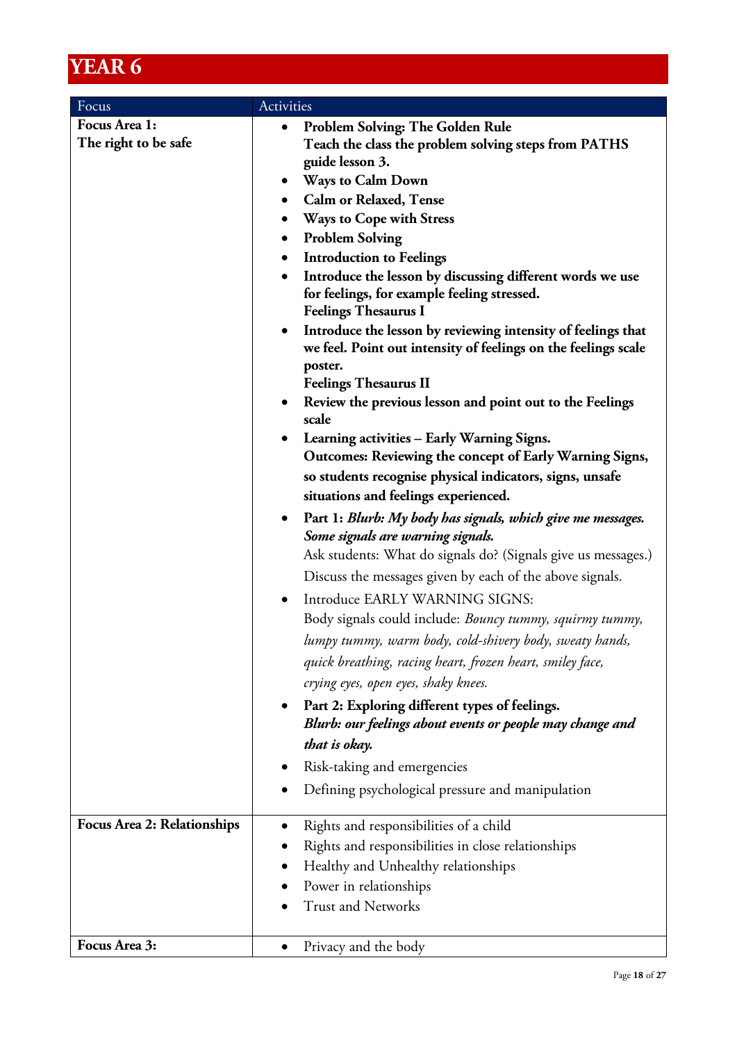# YEAR 6

| Focus | Activities |
|---|---|
| **Focus Area 1:**<br>**The right to be safe** | • **Problem Solving: The Golden Rule**<br>**Teach the class the problem solving steps from PATHS guide lesson 3.**<br>• **Ways to Calm Down**<br>• **Calm or Relaxed, Tense**<br>• **Ways to Cope with Stress**<br>• **Problem Solving**<br>• **Introduction to Feelings**<br>• **Introduce the lesson by discussing different words we use for feelings, for example feeling stressed.**<br>**Feelings Thesaurus I**<br>• **Introduce the lesson by reviewing intensity of feelings that we feel. Point out intensity of feelings on the feelings scale poster.**<br>**Feelings Thesaurus II**<br>• **Review the previous lesson and point out to the Feelings scale**<br>• **Learning activities – Early Warning Signs.**<br>**Outcomes: Reviewing the concept of Early Warning Signs, so students recognise physical indicators, signs, unsafe situations and feelings experienced.**<br>• **Part 1: *Blurb: My body has signals, which give me messages. Some signals are warning signals.***<br>Ask students: What do signals do? (Signals give us messages.)<br>Discuss the messages given by each of the above signals.<br>• Introduce EARLY WARNING SIGNS:<br>Body signals could include: *Bouncy tummy, squirmy tummy, lumpy tummy, warm body, cold-shivery body, sweaty hands, quick breathing, racing heart, frozen heart, smiley face, crying eyes, open eyes, shaky knees.*<br>• **Part 2: Exploring different types of feelings.**<br>***Blurb: our feelings about events or people may change and that is okay.***<br>• Risk-taking and emergencies<br>• Defining psychological pressure and manipulation |
| **Focus Area 2: Relationships** | • Rights and responsibilities of a child<br>• Rights and responsibilities in close relationships<br>• Healthy and Unhealthy relationships<br>• Power in relationships<br>• Trust and Networks |
| **Focus Area 3:** | • Privacy and the body |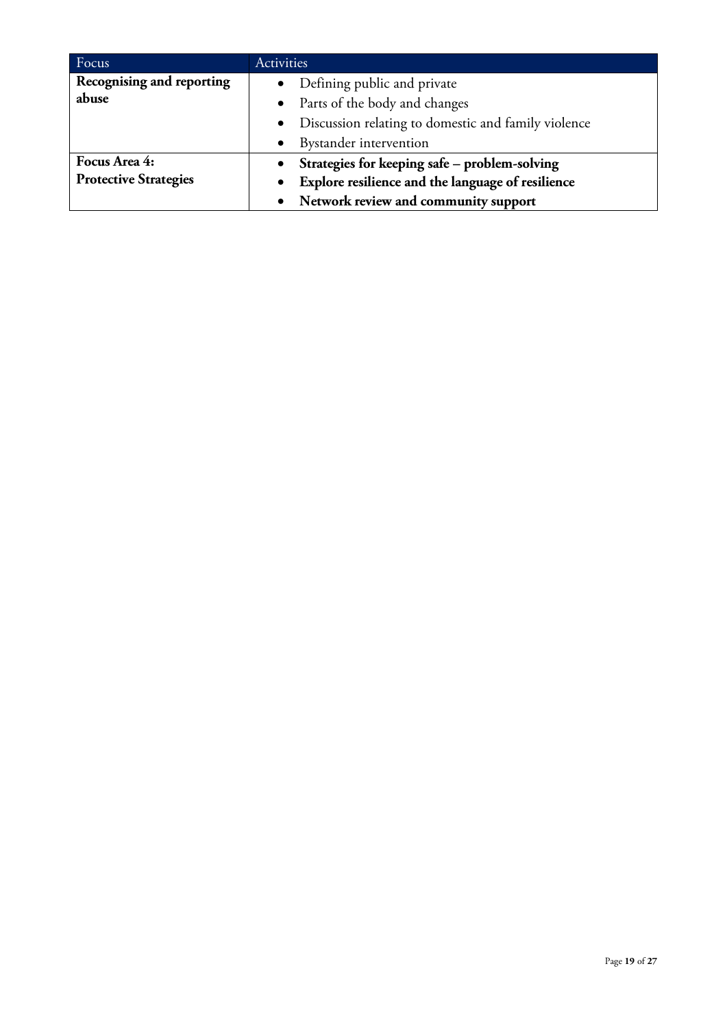| Focus | Activities |
| --- | --- |
| **Recognising and reporting abuse** | • Defining public and private<br>• Parts of the body and changes<br>• Discussion relating to domestic and family violence<br>• Bystander intervention |
| **Focus Area 4: Protective Strategies** | • **Strategies for keeping safe – problem-solving**<br>• **Explore resilience and the language of resilience**<br>• **Network review and community support** |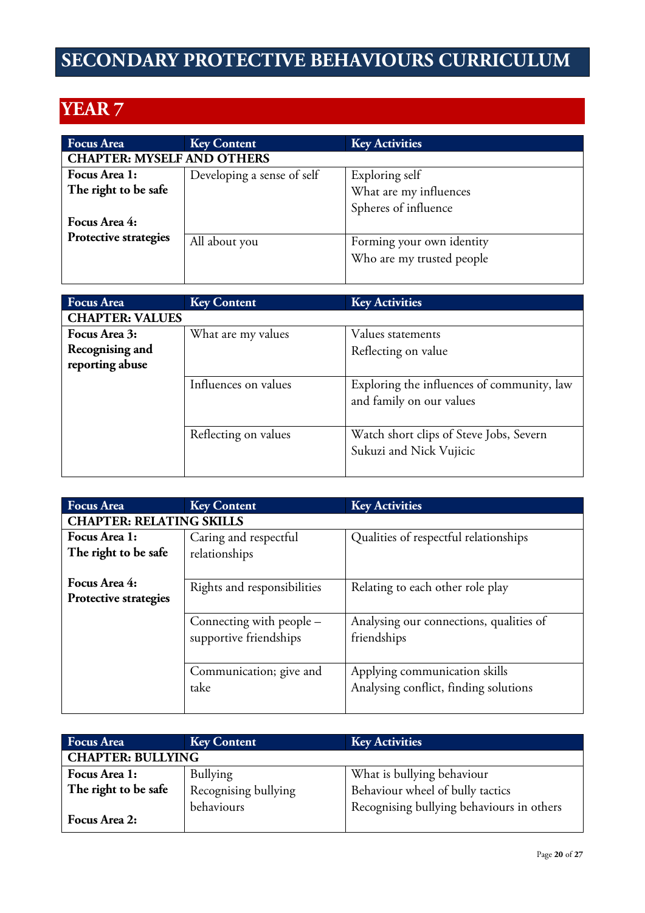# SECONDARY PROTECTIVE BEHAVIOURS CURRICULUM

## YEAR 7

| Focus Area | Key Content | Key Activities |
|---|---|---|
| **CHAPTER: MYSELF AND OTHERS** | | |
| **Focus Area 1: The right to be safe**<br><br>**Focus Area 4: Protective strategies** | Developing a sense of self | Exploring self<br>What are my influences<br>Spheres of influence |
| | All about you | Forming your own identity<br>Who are my trusted people |

| Focus Area | Key Content | Key Activities |
|---|---|---|
| **CHAPTER: VALUES** | | |
| **Focus Area 3: Recognising and reporting abuse** | What are my values | Values statements<br>Reflecting on value |
| | Influences on values | Exploring the influences of community, law and family on our values |
| | Reflecting on values | Watch short clips of Steve Jobs, Severn Sukuzi and Nick Vujicic |

| Focus Area | Key Content | Key Activities |
|---|---|---|
| **CHAPTER: RELATING SKILLS** | | |
| **Focus Area 1: The right to be safe**<br><br>**Focus Area 4: Protective strategies** | Caring and respectful relationships | Qualities of respectful relationships |
| | Rights and responsibilities | Relating to each other role play |
| | Connecting with people – supportive friendships | Analysing our connections, qualities of friendships |
| | Communication; give and take | Applying communication skills<br>Analysing conflict, finding solutions |

| Focus Area | Key Content | Key Activities |
|---|---|---|
| **CHAPTER: BULLYING** | | |
| **Focus Area 1: The right to be safe**<br><br>**Focus Area 2:** | Bullying<br>Recognising bullying behaviours | What is bullying behaviour<br>Behaviour wheel of bully tactics<br>Recognising bullying behaviours in others |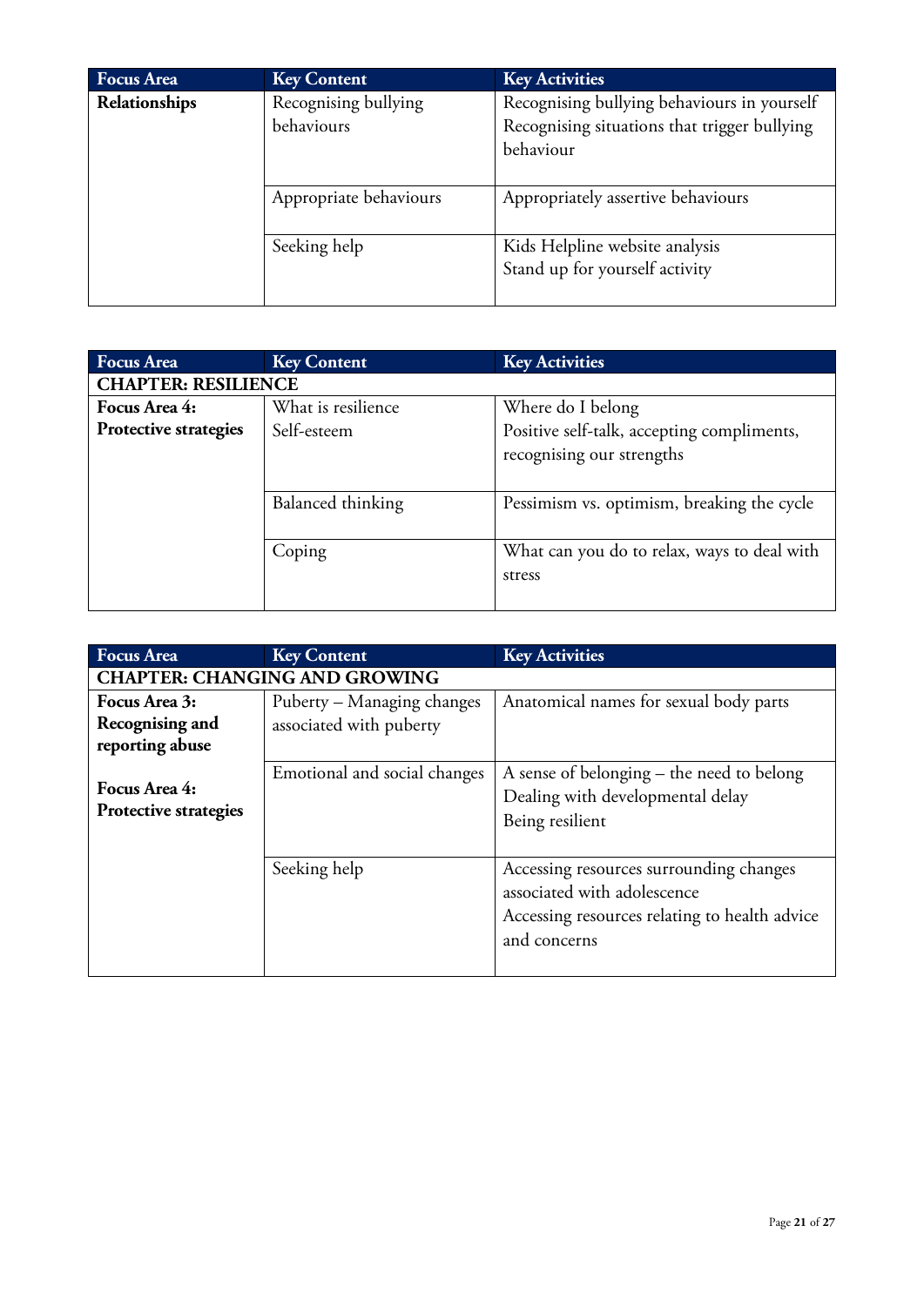| Focus Area | Key Content | Key Activities |
|---|---|---|
| **Relationships** | Recognising bullying behaviours | Recognising bullying behaviours in yourself<br>Recognising situations that trigger bullying behaviour |
| | Appropriate behaviours | Appropriately assertive behaviours |
| | Seeking help | Kids Helpline website analysis<br>Stand up for yourself activity |

| Focus Area | Key Content | Key Activities |
|---|---|---|
| **CHAPTER: RESILIENCE** | | |
| **Focus Area 4: Protective strategies** | What is resilience<br>Self-esteem | Where do I belong<br>Positive self-talk, accepting compliments, recognising our strengths |
| | Balanced thinking | Pessimism vs. optimism, breaking the cycle |
| | Coping | What can you do to relax, ways to deal with stress |

| Focus Area | Key Content | Key Activities |
|---|---|---|
| **CHAPTER: CHANGING AND GROWING** | | |
| **Focus Area 3: Recognising and reporting abuse**<br><br>**Focus Area 4: Protective strategies** | Puberty – Managing changes associated with puberty | Anatomical names for sexual body parts |
| | Emotional and social changes | A sense of belonging – the need to belong<br>Dealing with developmental delay<br>Being resilient |
| | Seeking help | Accessing resources surrounding changes associated with adolescence<br>Accessing resources relating to health advice and concerns |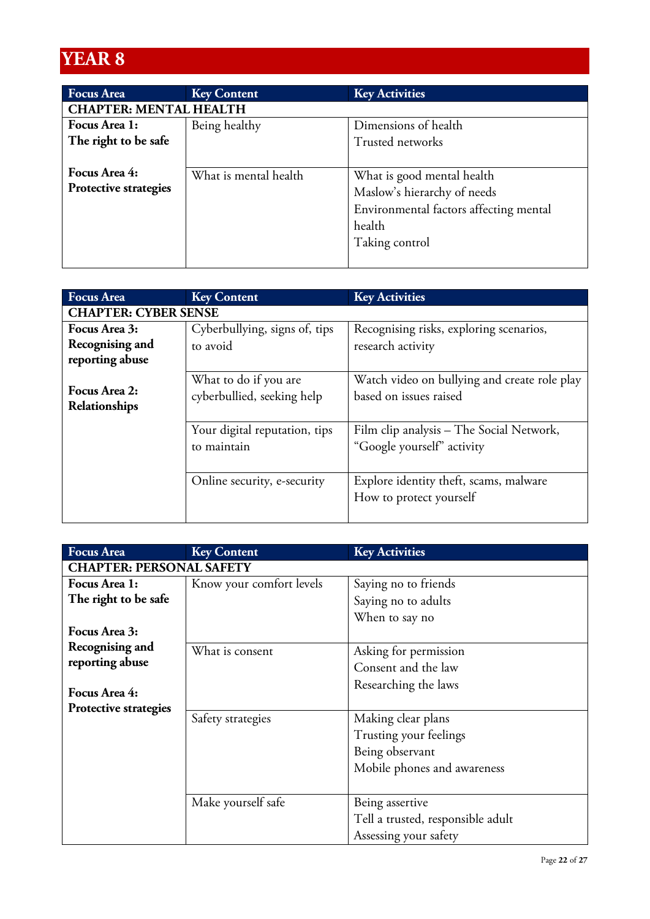# YEAR 8

| Focus Area | Key Content | Key Activities |
|---|---|---|
| **CHAPTER: MENTAL HEALTH** | | |
| **Focus Area 1: The right to be safe** | Being healthy | Dimensions of health<br>Trusted networks |
| **Focus Area 4: Protective strategies** | What is mental health | What is good mental health<br>Maslow's hierarchy of needs<br>Environmental factors affecting mental health<br>Taking control |

| Focus Area | Key Content | Key Activities |
|---|---|---|
| **CHAPTER: CYBER SENSE** | | |
| **Focus Area 3: Recognising and reporting abuse**<br><br>**Focus Area 2: Relationships** | Cyberbullying, signs of, tips to avoid | Recognising risks, exploring scenarios, research activity |
| | What to do if you are cyberbullied, seeking help | Watch video on bullying and create role play based on issues raised |
| | Your digital reputation, tips to maintain | Film clip analysis – The Social Network, "Google yourself" activity |
| | Online security, e-security | Explore identity theft, scams, malware<br>How to protect yourself |

| Focus Area | Key Content | Key Activities |
|---|---|---|
| **CHAPTER: PERSONAL SAFETY** | | |
| **Focus Area 1: The right to be safe**<br><br>**Focus Area 3: Recognising and reporting abuse**<br><br>**Focus Area 4: Protective strategies** | Know your comfort levels | Saying no to friends<br>Saying no to adults<br>When to say no |
| | What is consent | Asking for permission<br>Consent and the law<br>Researching the laws |
| | Safety strategies | Making clear plans<br>Trusting your feelings<br>Being observant<br>Mobile phones and awareness |
| | Make yourself safe | Being assertive<br>Tell a trusted, responsible adult<br>Assessing your safety |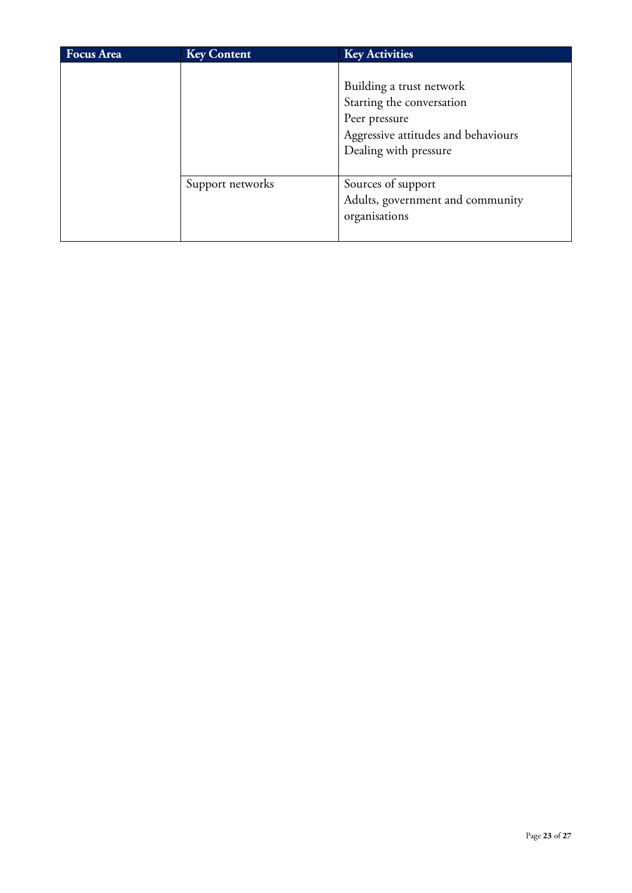| Focus Area | Key Content | Key Activities |
| --- | --- | --- |
| | | Building a trust network<br>Starting the conversation<br>Peer pressure<br>Aggressive attitudes and behaviours<br>Dealing with pressure |
| | Support networks | Sources of support<br>Adults, government and community organisations |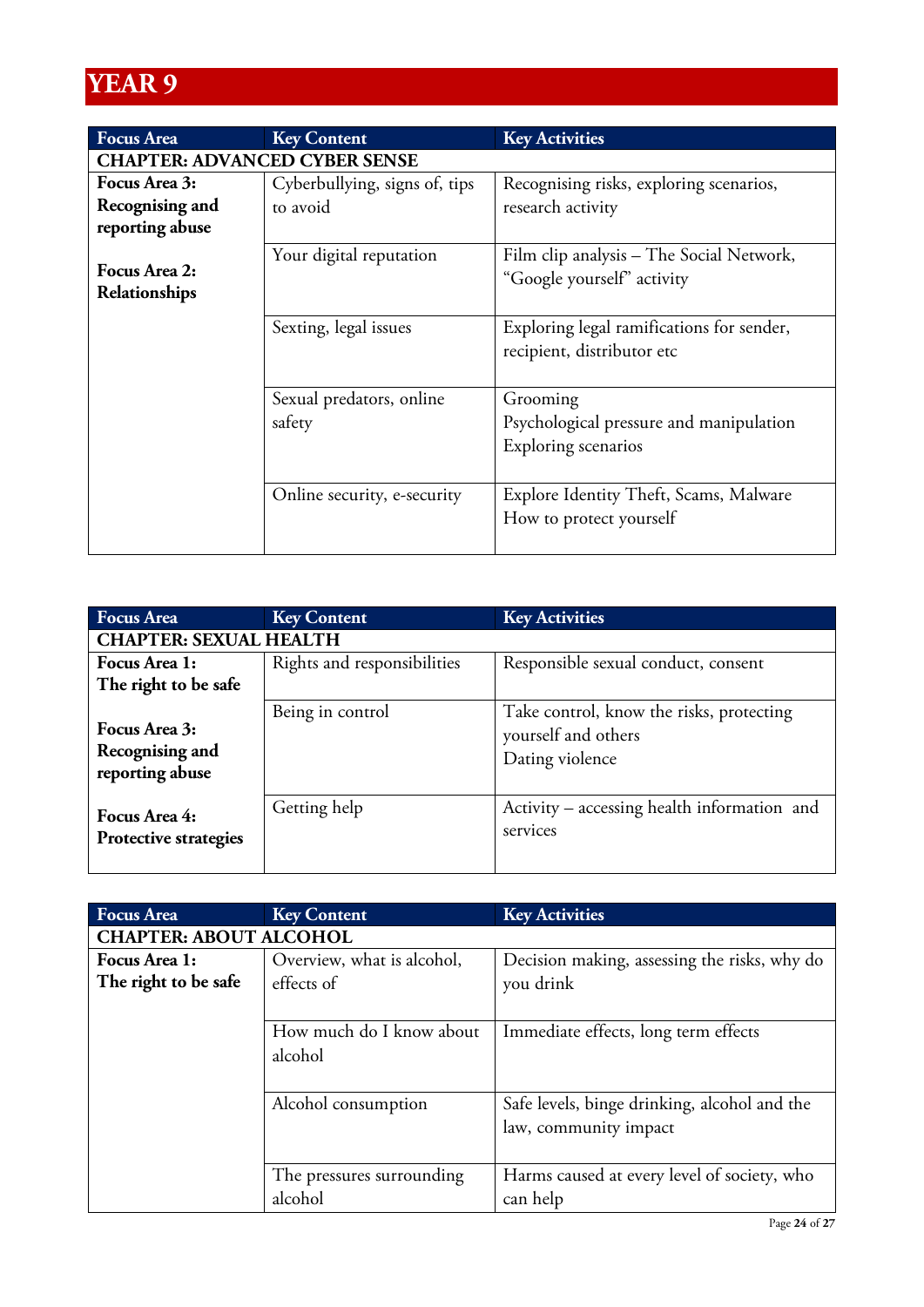# YEAR 9

| Focus Area | Key Content | Key Activities |
|---|---|---|
| **CHAPTER: ADVANCED CYBER SENSE** | | |
| **Focus Area 3: Recognising and reporting abuse**<br><br>**Focus Area 2: Relationships** | Cyberbullying, signs of, tips to avoid | Recognising risks, exploring scenarios, research activity |
| | Your digital reputation | Film clip analysis – The Social Network, "Google yourself" activity |
| | Sexting, legal issues | Exploring legal ramifications for sender, recipient, distributor etc |
| | Sexual predators, online safety | Grooming<br>Psychological pressure and manipulation<br>Exploring scenarios |
| | Online security, e-security | Explore Identity Theft, Scams, Malware<br>How to protect yourself |

| Focus Area | Key Content | Key Activities |
|---|---|---|
| **CHAPTER: SEXUAL HEALTH** | | |
| **Focus Area 1: The right to be safe**<br><br>**Focus Area 3: Recognising and reporting abuse**<br><br>**Focus Area 4: Protective strategies** | Rights and responsibilities | Responsible sexual conduct, consent |
| | Being in control | Take control, know the risks, protecting yourself and others<br>Dating violence |
| | Getting help | Activity – accessing health information and services |

| Focus Area | Key Content | Key Activities |
|---|---|---|
| **CHAPTER: ABOUT ALCOHOL** | | |
| **Focus Area 1: The right to be safe** | Overview, what is alcohol, effects of | Decision making, assessing the risks, why do you drink |
| | How much do I know about alcohol | Immediate effects, long term effects |
| | Alcohol consumption | Safe levels, binge drinking, alcohol and the law, community impact |
| | The pressures surrounding alcohol | Harms caused at every level of society, who can help |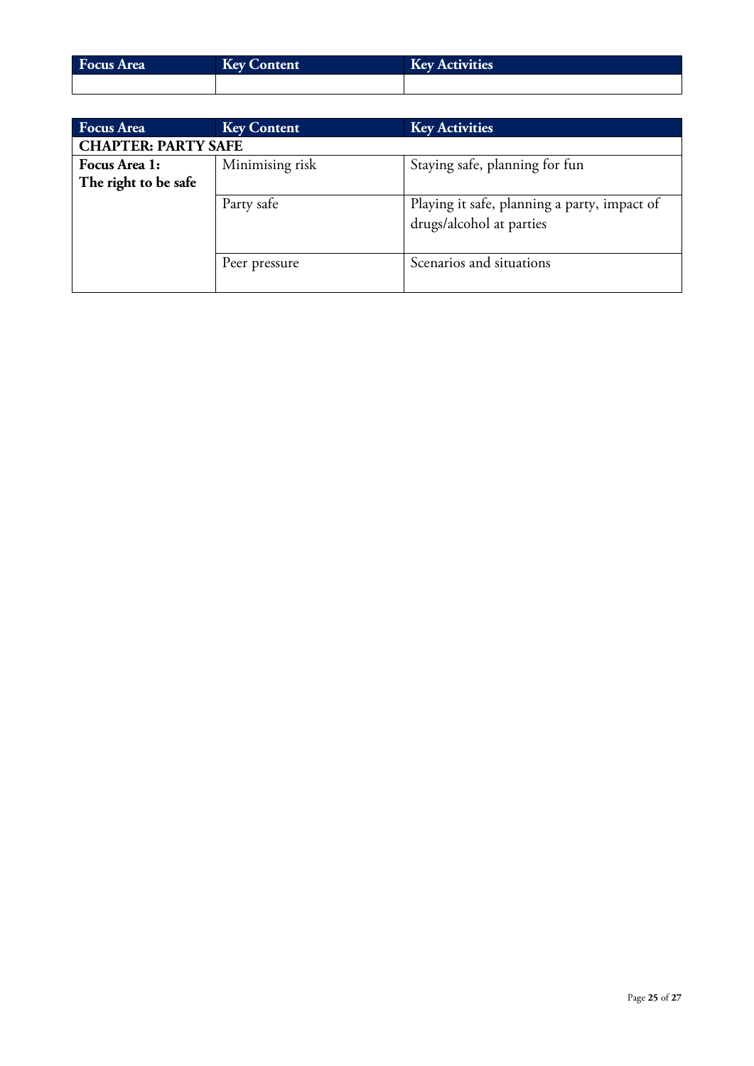| Focus Area | Key Content | Key Activities |
|---|---|---|
| | | |

| Focus Area | Key Content | Key Activities |
|---|---|---|
| **CHAPTER: PARTY SAFE** | | |
| **Focus Area 1: The right to be safe** | Minimising risk | Staying safe, planning for fun |
| | Party safe | Playing it safe, planning a party, impact of drugs/alcohol at parties |
| | Peer pressure | Scenarios and situations |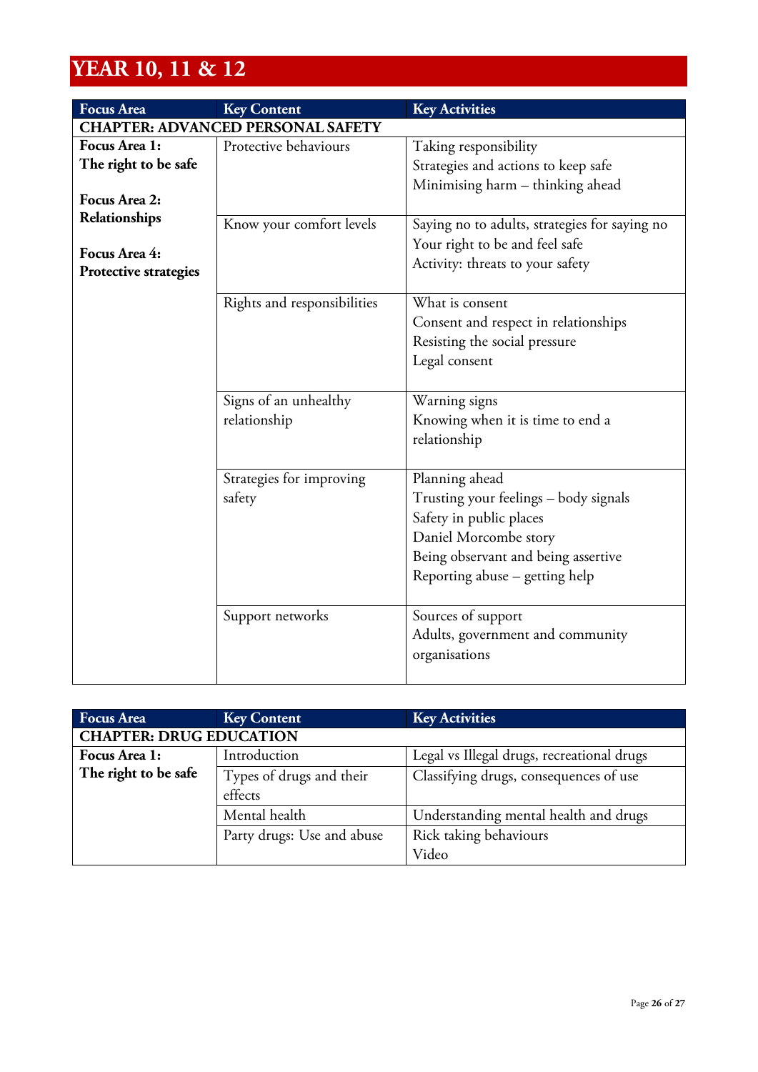# YEAR 10, 11 & 12

| Focus Area | Key Content | Key Activities |
|---|---|---|
| **CHAPTER: ADVANCED PERSONAL SAFETY** | | |
| **Focus Area 1: The right to be safe**<br><br>**Focus Area 2: Relationships**<br><br>**Focus Area 4: Protective strategies** | Protective behaviours | Taking responsibility<br>Strategies and actions to keep safe<br>Minimising harm – thinking ahead |
| | Know your comfort levels | Saying no to adults, strategies for saying no<br>Your right to be and feel safe<br>Activity: threats to your safety |
| | Rights and responsibilities | What is consent<br>Consent and respect in relationships<br>Resisting the social pressure<br>Legal consent |
| | Signs of an unhealthy relationship | Warning signs<br>Knowing when it is time to end a relationship |
| | Strategies for improving safety | Planning ahead<br>Trusting your feelings – body signals<br>Safety in public places<br>Daniel Morcombe story<br>Being observant and being assertive<br>Reporting abuse – getting help |
| | Support networks | Sources of support<br>Adults, government and community organisations |

| Focus Area | Key Content | Key Activities |
|---|---|---|
| **CHAPTER: DRUG EDUCATION** | | |
| **Focus Area 1: The right to be safe** | Introduction | Legal vs Illegal drugs, recreational drugs |
| | Types of drugs and their effects | Classifying drugs, consequences of use |
| | Mental health | Understanding mental health and drugs |
| | Party drugs: Use and abuse | Rick taking behaviours<br>Video |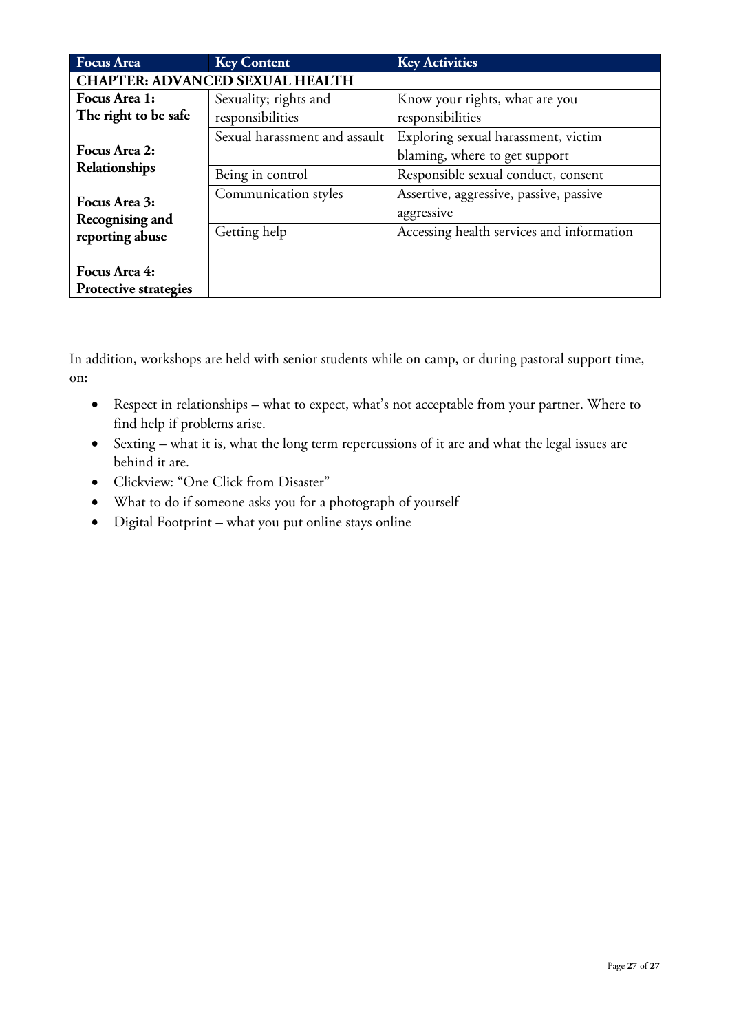| Focus Area | Key Content | Key Activities |
|---|---|---|
| **CHAPTER: ADVANCED SEXUAL HEALTH** | | |
| **Focus Area 1: The right to be safe**<br><br>**Focus Area 2: Relationships**<br><br>**Focus Area 3: Recognising and reporting abuse**<br><br>**Focus Area 4: Protective strategies** | Sexuality; rights and responsibilities | Know your rights, what are you responsibilities |
| | Sexual harassment and assault | Exploring sexual harassment, victim blaming, where to get support |
| | Being in control | Responsible sexual conduct, consent |
| | Communication styles | Assertive, aggressive, passive, passive aggressive |
| | Getting help | Accessing health services and information |

In addition, workshops are held with senior students while on camp, or during pastoral support time, on:

- Respect in relationships – what to expect, what's not acceptable from your partner. Where to find help if problems arise.
- Sexting – what it is, what the long term repercussions of it are and what the legal issues are behind it are.
- Clickview: "One Click from Disaster"
- What to do if someone asks you for a photograph of yourself
- Digital Footprint – what you put online stays online